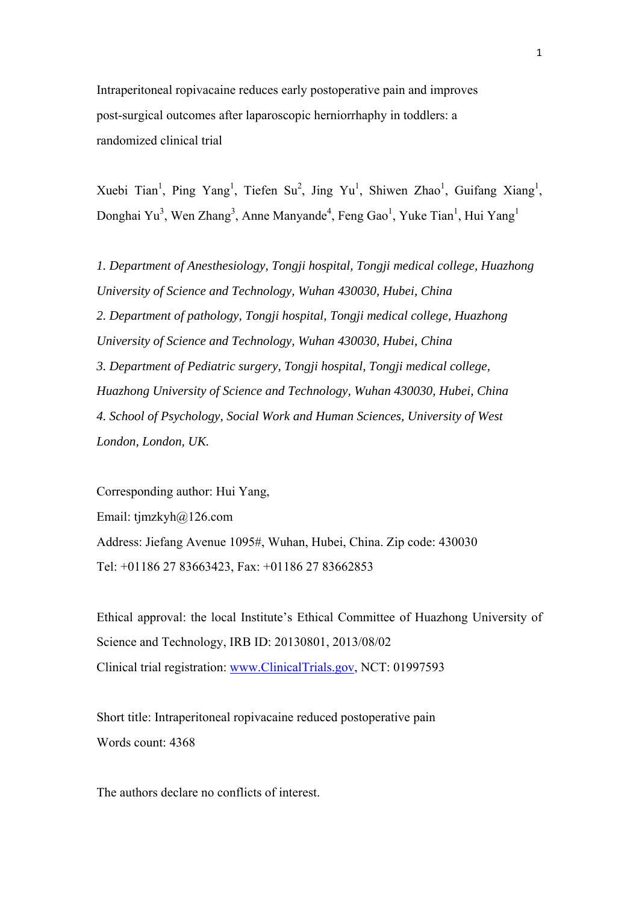# Intraperitoneal ropivacaine reduces early postoperative pain and improves post-surgical outcomes after laparoscopic herniorrhaphy in toddlers: a randomized clinical trial

Xuebi Tian[1], Ping Yang[1], Tiefen Su[2], Jing Yu[1], Shiwen Zhao[1], Guifang Xiang[1], Donghai Yu[3], Wen Zhang[3], Anne Manyande[4], Feng Gao[1], Yuke Tian[1], Hui Yang[1]

*1. Department of Anesthesiology, Tongji hospital, Tongji medical college, Huazhong University of Science and Technology, Wuhan 430030, Hubei, China*

*2. Department of pathology, Tongji hospital, Tongji medical college, Huazhong University of Science and Technology, Wuhan 430030, Hubei, China*

*3. Department of Pediatric surgery, Tongji hospital, Tongji medical college, Huazhong University of Science and Technology, Wuhan 430030, Hubei, China*

*4. School of Psychology, Social Work and Human Sciences, University of West London, London, UK.*

Corresponding author: Hui Yang,

Email: tjmzkyh@126.com

Address: Jiefang Avenue 1095#, Wuhan, Hubei, China. Zip code: 430030

Tel: +01186 27 83663423, Fax: +01186 27 83662853

Ethical approval: the local Institute's Ethical Committee of Huazhong University of Science and Technology, IRB ID: 20130801, 2013/08/02

Clinical trial registration: www.ClinicalTrials.gov, NCT: 01997593

Short title: Intraperitoneal ropivacaine reduced postoperative pain

Words count: 4368

The authors declare no conflicts of interest.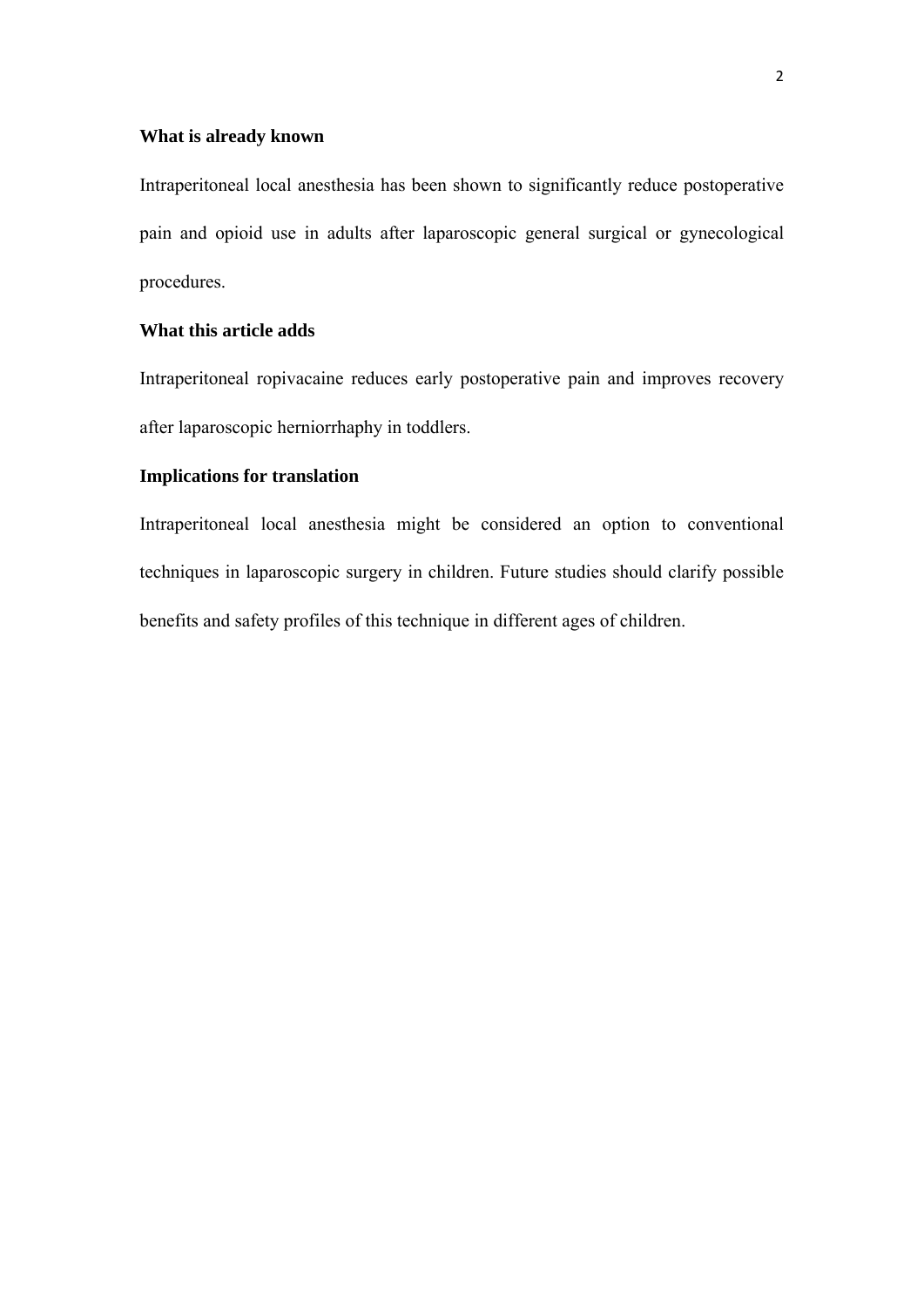## What is already known

Intraperitoneal local anesthesia has been shown to significantly reduce postoperative pain and opioid use in adults after laparoscopic general surgical or gynecological procedures.

## What this article adds

Intraperitoneal ropivacaine reduces early postoperative pain and improves recovery after laparoscopic herniorrhaphy in toddlers.

## Implications for translation

Intraperitoneal local anesthesia might be considered an option to conventional techniques in laparoscopic surgery in children. Future studies should clarify possible benefits and safety profiles of this technique in different ages of children.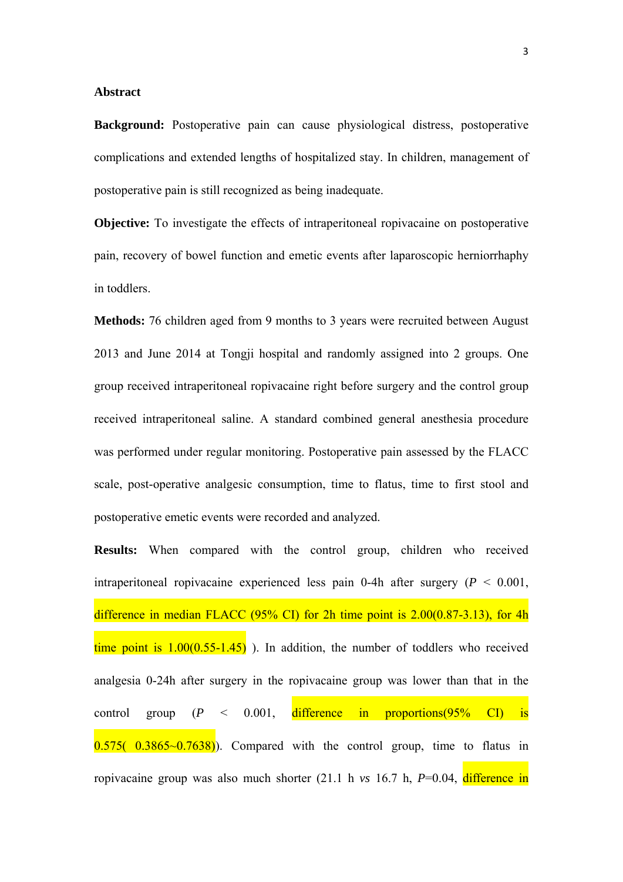## Abstract

**Background:** Postoperative pain can cause physiological distress, postoperative complications and extended lengths of hospitalized stay. In children, management of postoperative pain is still recognized as being inadequate.

**Objective:** To investigate the effects of intraperitoneal ropivacaine on postoperative pain, recovery of bowel function and emetic events after laparoscopic herniorrhaphy in toddlers.

**Methods:** 76 children aged from 9 months to 3 years were recruited between August 2013 and June 2014 at Tongji hospital and randomly assigned into 2 groups. One group received intraperitoneal ropivacaine right before surgery and the control group received intraperitoneal saline. A standard combined general anesthesia procedure was performed under regular monitoring. Postoperative pain assessed by the FLACC scale, post-operative analgesic consumption, time to flatus, time to first stool and postoperative emetic events were recorded and analyzed.

**Results:** When compared with the control group, children who received intraperitoneal ropivacaine experienced less pain 0-4h after surgery (*P* < 0.001, difference in median FLACC (95% CI) for 2h time point is 2.00(0.87-3.13), for 4h time point is 1.00(0.55-1.45) ). In addition, the number of toddlers who received analgesia 0-24h after surgery in the ropivacaine group was lower than that in the control group (*P* < 0.001, difference in proportions(95% CI) is 0.575( 0.3865~0.7638)). Compared with the control group, time to flatus in ropivacaine group was also much shorter (21.1 h *vs* 16.7 h, *P*=0.04, difference in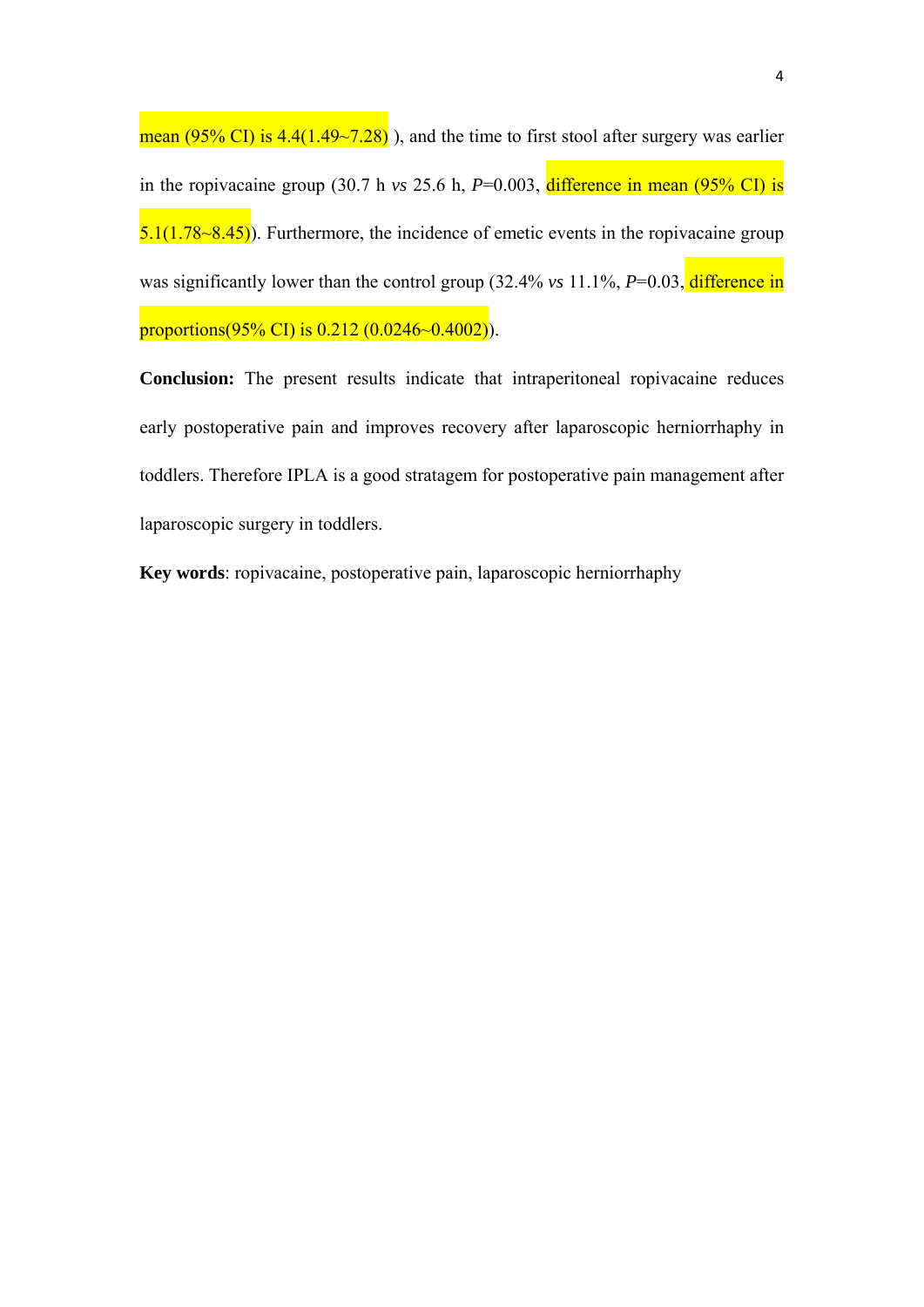mean (95% CI) is 4.4(1.49~7.28) ), and the time to first stool after surgery was earlier in the ropivacaine group (30.7 h *vs* 25.6 h, *P*=0.003, difference in mean (95% CI) is 5.1(1.78~8.45)). Furthermore, the incidence of emetic events in the ropivacaine group was significantly lower than the control group (32.4% *vs* 11.1%, *P*=0.03, difference in proportions(95% CI) is 0.212 (0.0246~0.4002)).

**Conclusion:** The present results indicate that intraperitoneal ropivacaine reduces early postoperative pain and improves recovery after laparoscopic herniorrhaphy in toddlers. Therefore IPLA is a good stratagem for postoperative pain management after laparoscopic surgery in toddlers.

**Key words**: ropivacaine, postoperative pain, laparoscopic herniorrhaphy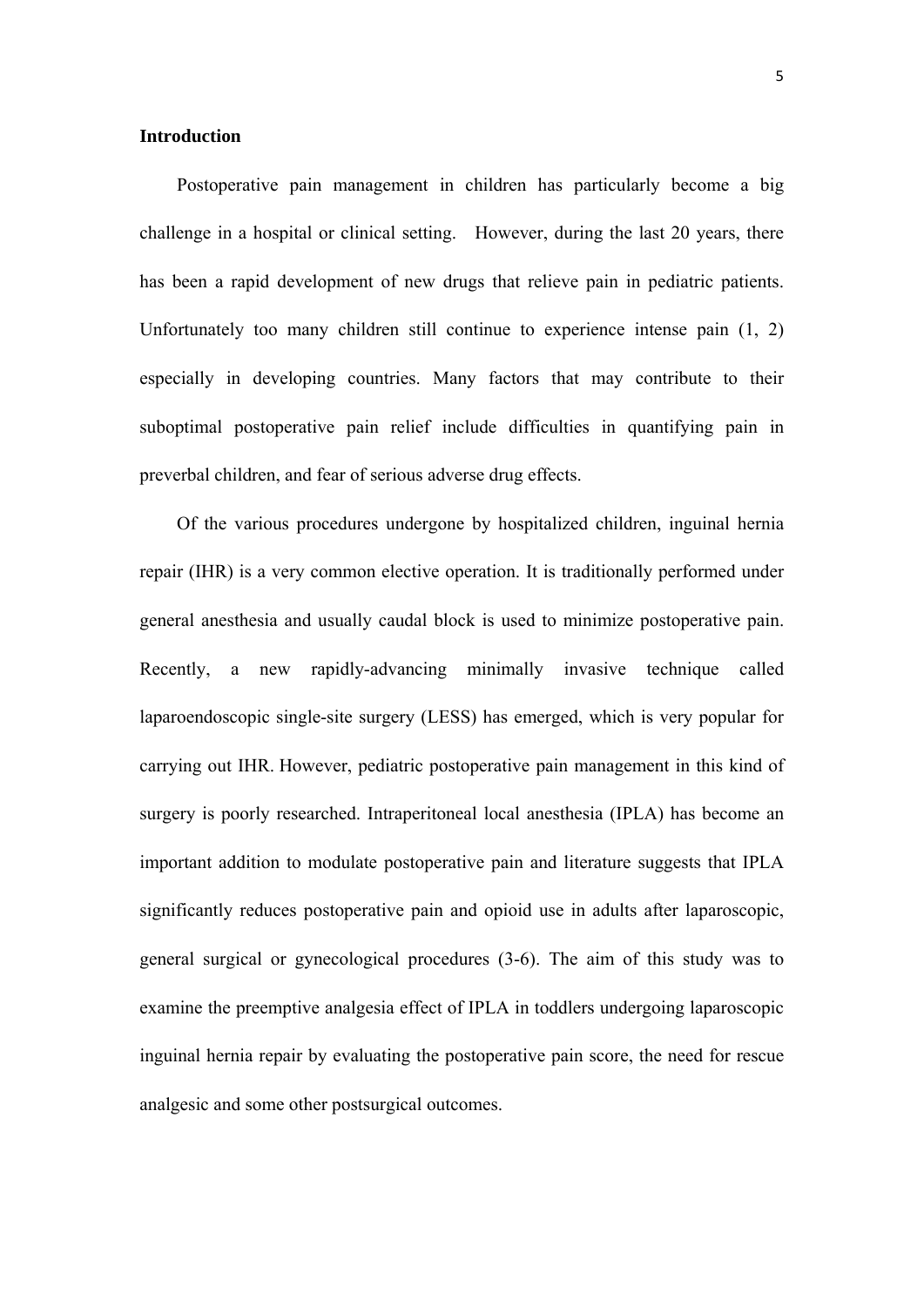## Introduction

Postoperative pain management in children has particularly become a big challenge in a hospital or clinical setting. However, during the last 20 years, there has been a rapid development of new drugs that relieve pain in pediatric patients. Unfortunately too many children still continue to experience intense pain (1, 2) especially in developing countries. Many factors that may contribute to their suboptimal postoperative pain relief include difficulties in quantifying pain in preverbal children, and fear of serious adverse drug effects.

Of the various procedures undergone by hospitalized children, inguinal hernia repair (IHR) is a very common elective operation. It is traditionally performed under general anesthesia and usually caudal block is used to minimize postoperative pain. Recently, a new rapidly-advancing minimally invasive technique called laparoendoscopic single-site surgery (LESS) has emerged, which is very popular for carrying out IHR. However, pediatric postoperative pain management in this kind of surgery is poorly researched. Intraperitoneal local anesthesia (IPLA) has become an important addition to modulate postoperative pain and literature suggests that IPLA significantly reduces postoperative pain and opioid use in adults after laparoscopic, general surgical or gynecological procedures (3-6). The aim of this study was to examine the preemptive analgesia effect of IPLA in toddlers undergoing laparoscopic inguinal hernia repair by evaluating the postoperative pain score, the need for rescue analgesic and some other postsurgical outcomes.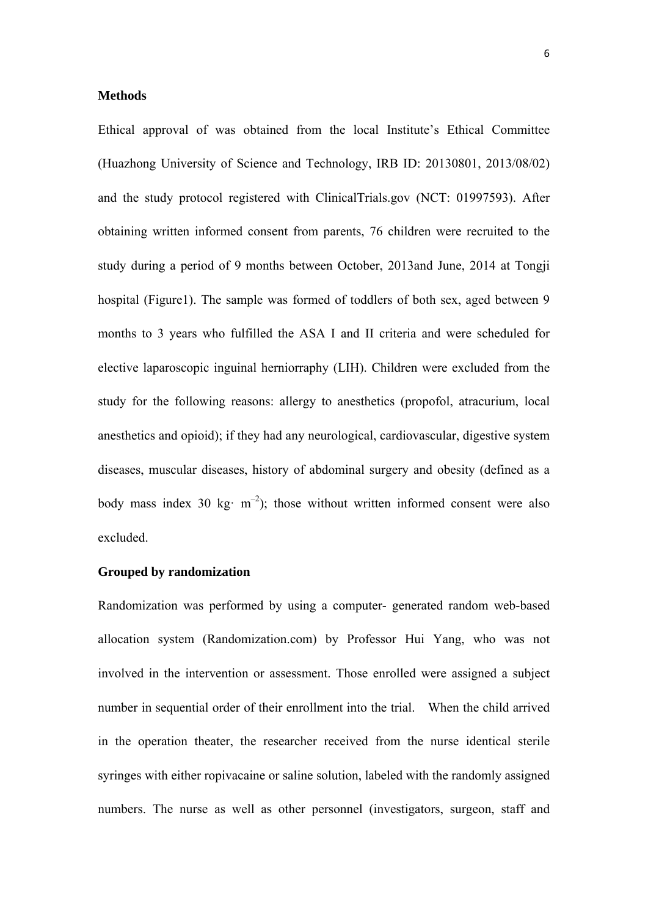## Methods

Ethical approval of was obtained from the local Institute's Ethical Committee (Huazhong University of Science and Technology, IRB ID: 20130801, 2013/08/02) and the study protocol registered with ClinicalTrials.gov (NCT: 01997593). After obtaining written informed consent from parents, 76 children were recruited to the study during a period of 9 months between October, 2013and June, 2014 at Tongji hospital (Figure1). The sample was formed of toddlers of both sex, aged between 9 months to 3 years who fulfilled the ASA I and II criteria and were scheduled for elective laparoscopic inguinal herniorraphy (LIH). Children were excluded from the study for the following reasons: allergy to anesthetics (propofol, atracurium, local anesthetics and opioid); if they had any neurological, cardiovascular, digestive system diseases, muscular diseases, history of abdominal surgery and obesity (defined as a body mass index 30 kg· $m^{-2}$); those without written informed consent were also excluded.

## Grouped by randomization

Randomization was performed by using a computer- generated random web-based allocation system (Randomization.com) by Professor Hui Yang, who was not involved in the intervention or assessment. Those enrolled were assigned a subject number in sequential order of their enrollment into the trial. When the child arrived in the operation theater, the researcher received from the nurse identical sterile syringes with either ropivacaine or saline solution, labeled with the randomly assigned numbers. The nurse as well as other personnel (investigators, surgeon, staff and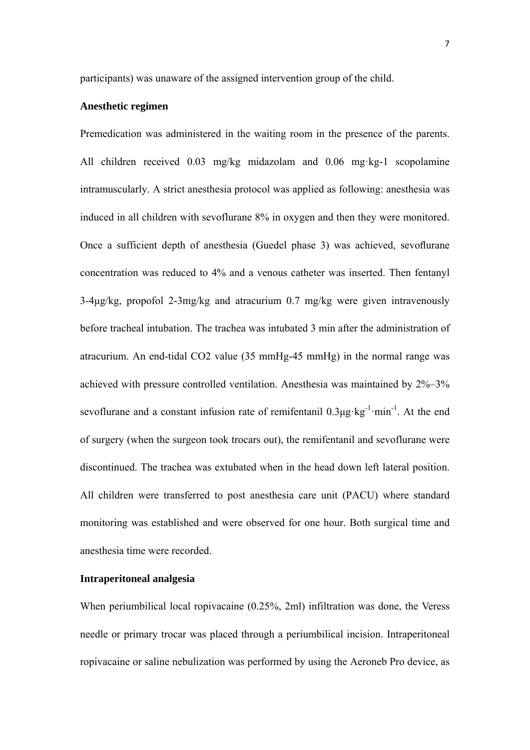participants) was unaware of the assigned intervention group of the child.

**Anesthetic regimen**

Premedication was administered in the waiting room in the presence of the parents. All children received 0.03 mg/kg midazolam and 0.06 mg·kg-1 scopolamine intramuscularly. A strict anesthesia protocol was applied as following: anesthesia was induced in all children with sevoflurane 8% in oxygen and then they were monitored. Once a sufficient depth of anesthesia (Guedel phase 3) was achieved, sevoflurane concentration was reduced to 4% and a venous catheter was inserted. Then fentanyl 3-4μg/kg, propofol 2-3mg/kg and atracurium 0.7 mg/kg were given intravenously before tracheal intubation. The trachea was intubated 3 min after the administration of atracurium. An end-tidal $CO_2$ value (35 mmHg-45 mmHg) in the normal range was achieved with pressure controlled ventilation. Anesthesia was maintained by 2%–3% sevoflurane and a constant infusion rate of remifentanil $0.3\mu g \cdot kg^{-1} \cdot min^{-1}$. At the end of surgery (when the surgeon took trocars out), the remifentanil and sevoflurane were discontinued. The trachea was extubated when in the head down left lateral position. All children were transferred to post anesthesia care unit (PACU) where standard monitoring was established and were observed for one hour. Both surgical time and anesthesia time were recorded.

**Intraperitoneal analgesia**

When periumbilical local ropivacaine (0.25%, 2ml) infiltration was done, the Veress needle or primary trocar was placed through a periumbilical incision. Intraperitoneal ropivacaine or saline nebulization was performed by using the Aeroneb Pro device, as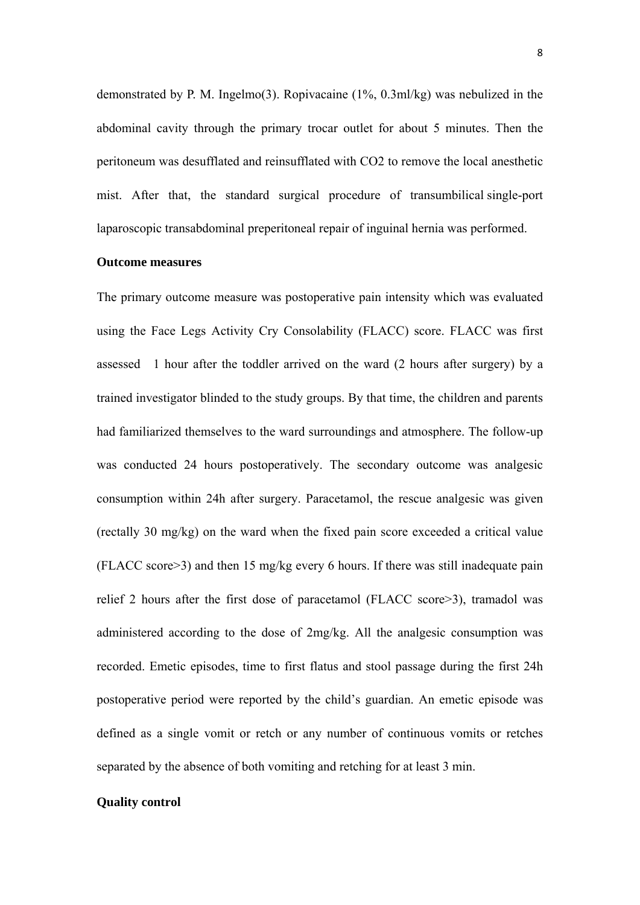demonstrated by P. M. Ingelmo(3). Ropivacaine (1%, 0.3ml/kg) was nebulized in the abdominal cavity through the primary trocar outlet for about 5 minutes. Then the peritoneum was desufflated and reinsufflated with $CO_2$ to remove the local anesthetic mist. After that, the standard surgical procedure of transumbilical single-port laparoscopic transabdominal preperitoneal repair of inguinal hernia was performed.

**Outcome measures**

The primary outcome measure was postoperative pain intensity which was evaluated using the Face Legs Activity Cry Consolability (FLACC) score. FLACC was first assessed 1 hour after the toddler arrived on the ward (2 hours after surgery) by a trained investigator blinded to the study groups. By that time, the children and parents had familiarized themselves to the ward surroundings and atmosphere. The follow-up was conducted 24 hours postoperatively. The secondary outcome was analgesic consumption within 24h after surgery. Paracetamol, the rescue analgesic was given (rectally 30 mg/kg) on the ward when the fixed pain score exceeded a critical value (FLACC score>3) and then 15 mg/kg every 6 hours. If there was still inadequate pain relief 2 hours after the first dose of paracetamol (FLACC score>3), tramadol was administered according to the dose of 2mg/kg. All the analgesic consumption was recorded. Emetic episodes, time to first flatus and stool passage during the first 24h postoperative period were reported by the child's guardian. An emetic episode was defined as a single vomit or retch or any number of continuous vomits or retches separated by the absence of both vomiting and retching for at least 3 min.

**Quality control**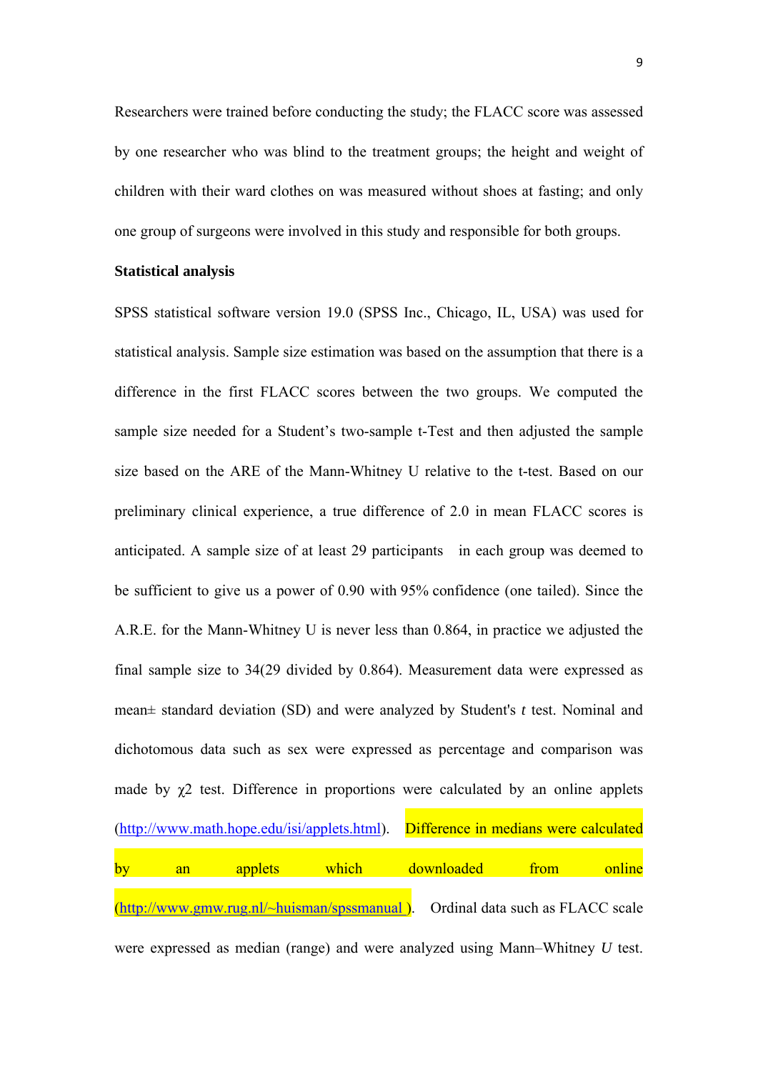Researchers were trained before conducting the study; the FLACC score was assessed by one researcher who was blind to the treatment groups; the height and weight of children with their ward clothes on was measured without shoes at fasting; and only one group of surgeons were involved in this study and responsible for both groups.

**Statistical analysis**

SPSS statistical software version 19.0 (SPSS Inc., Chicago, IL, USA) was used for statistical analysis. Sample size estimation was based on the assumption that there is a difference in the first FLACC scores between the two groups. We computed the sample size needed for a Student's two-sample t-Test and then adjusted the sample size based on the ARE of the Mann-Whitney U relative to the t-test. Based on our preliminary clinical experience, a true difference of 2.0 in mean FLACC scores is anticipated. A sample size of at least 29 participants in each group was deemed to be sufficient to give us a power of 0.90 with 95% confidence (one tailed). Since the A.R.E. for the Mann-Whitney U is never less than 0.864, in practice we adjusted the final sample size to 34(29 divided by 0.864). Measurement data were expressed as mean± standard deviation (SD) and were analyzed by Student's *t* test. Nominal and dichotomous data such as sex were expressed as percentage and comparison was made by $\chi 2$ test. Difference in proportions were calculated by an online applets (http://www.math.hope.edu/isi/applets.html). Difference in medians were calculated by an applets which downloaded from online (http://www.gmw.rug.nl/~huisman/spssmanual ). Ordinal data such as FLACC scale were expressed as median (range) and were analyzed using Mann–Whitney *U* test.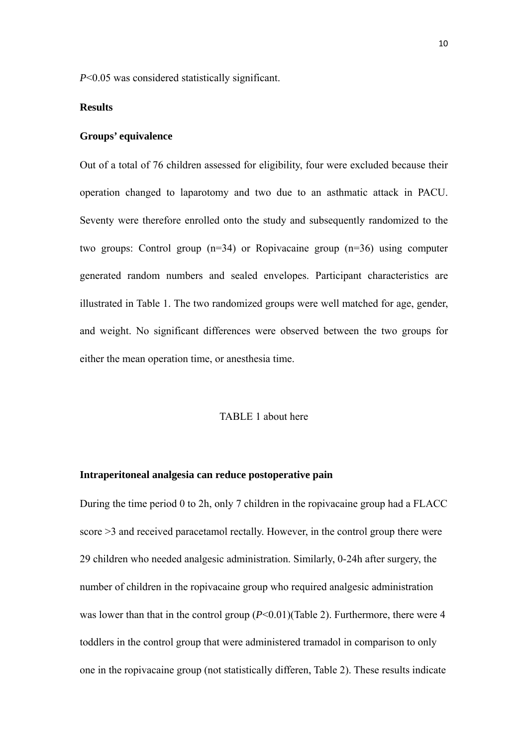*P*<0.05 was considered statistically significant.

**Results**

**Groups' equivalence**

Out of a total of 76 children assessed for eligibility, four were excluded because their operation changed to laparotomy and two due to an asthmatic attack in PACU. Seventy were therefore enrolled onto the study and subsequently randomized to the two groups: Control group (n=34) or Ropivacaine group (n=36) using computer generated random numbers and sealed envelopes. Participant characteristics are illustrated in Table 1. The two randomized groups were well matched for age, gender, and weight. No significant differences were observed between the two groups for either the mean operation time, or anesthesia time.

TABLE 1 about here

**Intraperitoneal analgesia can reduce postoperative pain**

During the time period 0 to 2h, only 7 children in the ropivacaine group had a FLACC score >3 and received paracetamol rectally. However, in the control group there were 29 children who needed analgesic administration. Similarly, 0-24h after surgery, the number of children in the ropivacaine group who required analgesic administration was lower than that in the control group (*P*<0.01)(Table 2). Furthermore, there were 4 toddlers in the control group that were administered tramadol in comparison to only one in the ropivacaine group (not statistically differen, Table 2). These results indicate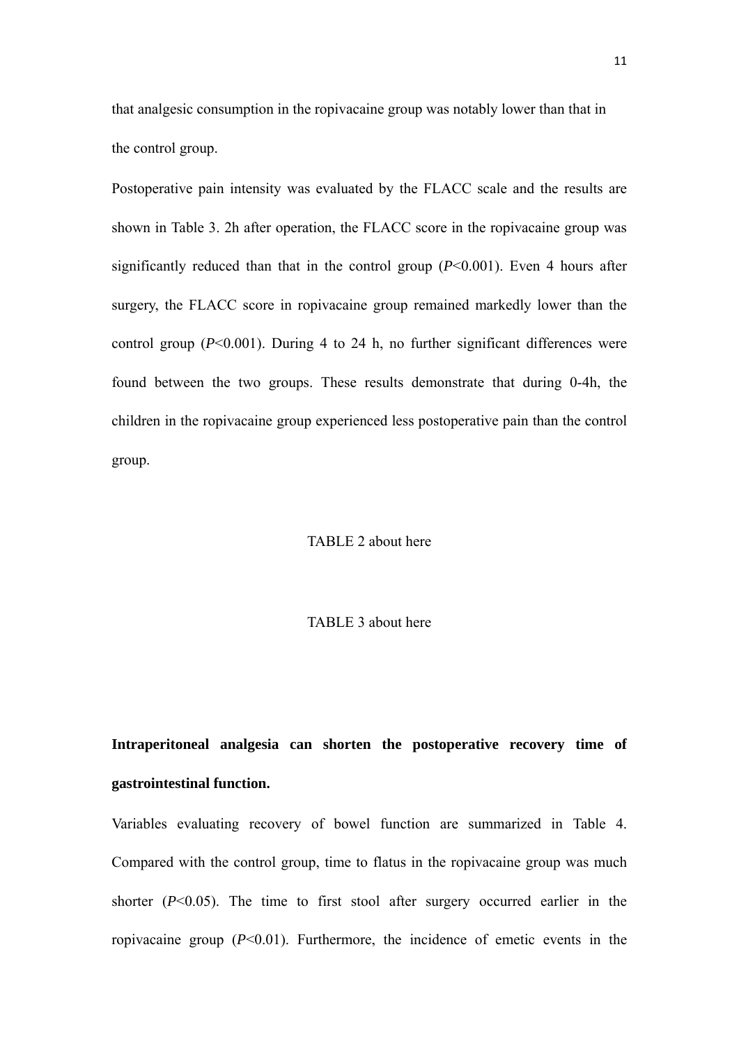that analgesic consumption in the ropivacaine group was notably lower than that in the control group.

Postoperative pain intensity was evaluated by the FLACC scale and the results are shown in Table 3. 2h after operation, the FLACC score in the ropivacaine group was significantly reduced than that in the control group (*P*<0.001). Even 4 hours after surgery, the FLACC score in ropivacaine group remained markedly lower than the control group (*P*<0.001). During 4 to 24 h, no further significant differences were found between the two groups. These results demonstrate that during 0-4h, the children in the ropivacaine group experienced less postoperative pain than the control group.

TABLE 2 about here

TABLE 3 about here

**Intraperitoneal analgesia can shorten the postoperative recovery time of gastrointestinal function.**

Variables evaluating recovery of bowel function are summarized in Table 4. Compared with the control group, time to flatus in the ropivacaine group was much shorter (*P*<0.05). The time to first stool after surgery occurred earlier in the ropivacaine group (*P*<0.01). Furthermore, the incidence of emetic events in the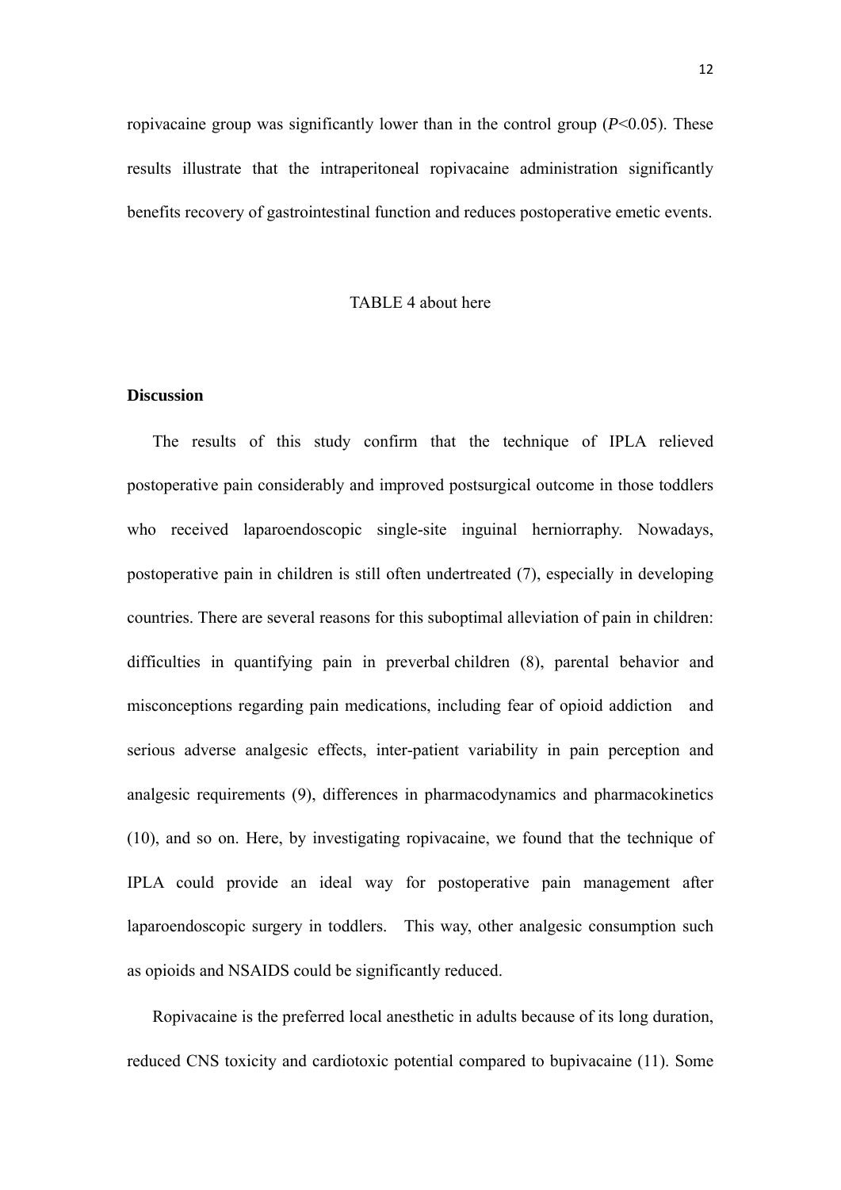ropivacaine group was significantly lower than in the control group ($P<0.05$). These results illustrate that the intraperitoneal ropivacaine administration significantly benefits recovery of gastrointestinal function and reduces postoperative emetic events.

TABLE 4 about here

**Discussion**

The results of this study confirm that the technique of IPLA relieved postoperative pain considerably and improved postsurgical outcome in those toddlers who received laparoendoscopic single-site inguinal herniorraphy. Nowadays, postoperative pain in children is still often undertreated (7), especially in developing countries. There are several reasons for this suboptimal alleviation of pain in children: difficulties in quantifying pain in preverbal children (8), parental behavior and misconceptions regarding pain medications, including fear of opioid addiction and serious adverse analgesic effects, inter-patient variability in pain perception and analgesic requirements (9), differences in pharmacodynamics and pharmacokinetics (10), and so on. Here, by investigating ropivacaine, we found that the technique of IPLA could provide an ideal way for postoperative pain management after laparoendoscopic surgery in toddlers. This way, other analgesic consumption such as opioids and NSAIDS could be significantly reduced.

Ropivacaine is the preferred local anesthetic in adults because of its long duration, reduced CNS toxicity and cardiotoxic potential compared to bupivacaine (11). Some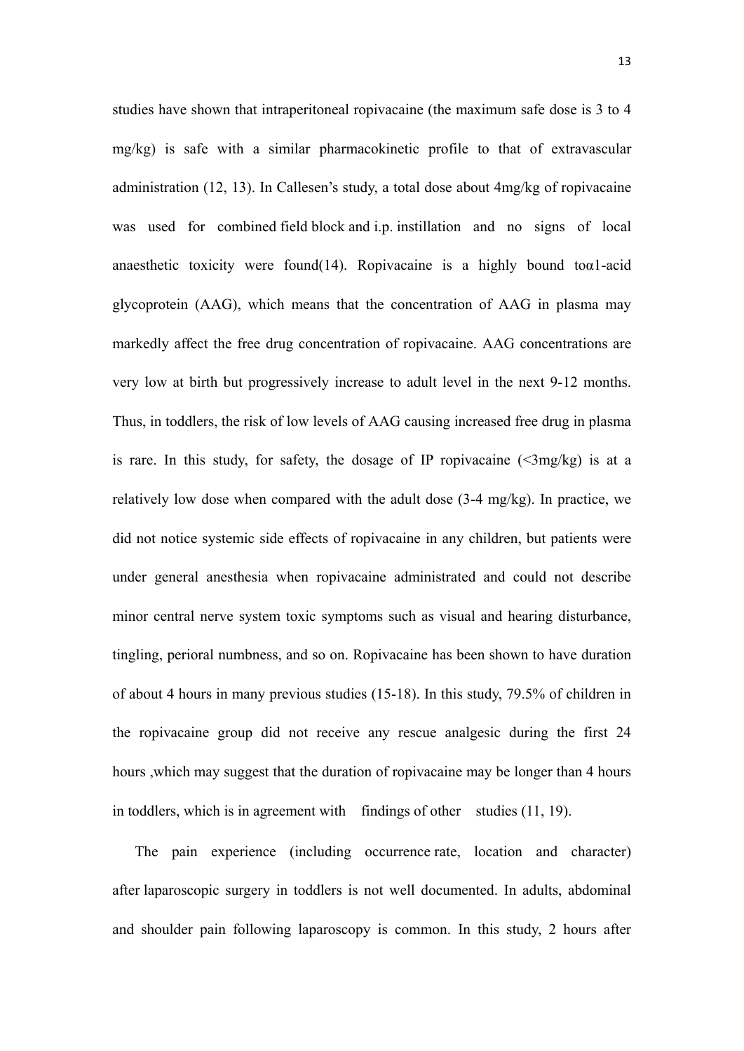studies have shown that intraperitoneal ropivacaine (the maximum safe dose is 3 to 4 mg/kg) is safe with a similar pharmacokinetic profile to that of extravascular administration (12, 13). In Callesen's study, a total dose about 4mg/kg of ropivacaine was used for combined field block and i.p. instillation and no signs of local anaesthetic toxicity were found(14). Ropivacaine is a highly bound toα1-acid glycoprotein (AAG), which means that the concentration of AAG in plasma may markedly affect the free drug concentration of ropivacaine. AAG concentrations are very low at birth but progressively increase to adult level in the next 9-12 months. Thus, in toddlers, the risk of low levels of AAG causing increased free drug in plasma is rare. In this study, for safety, the dosage of IP ropivacaine (<3mg/kg) is at a relatively low dose when compared with the adult dose (3-4 mg/kg). In practice, we did not notice systemic side effects of ropivacaine in any children, but patients were under general anesthesia when ropivacaine administrated and could not describe minor central nerve system toxic symptoms such as visual and hearing disturbance, tingling, perioral numbness, and so on. Ropivacaine has been shown to have duration of about 4 hours in many previous studies (15-18). In this study, 79.5% of children in the ropivacaine group did not receive any rescue analgesic during the first 24 hours ,which may suggest that the duration of ropivacaine may be longer than 4 hours in toddlers, which is in agreement with findings of other studies (11, 19).

The pain experience (including occurrence rate, location and character) after laparoscopic surgery in toddlers is not well documented. In adults, abdominal and shoulder pain following laparoscopy is common. In this study, 2 hours after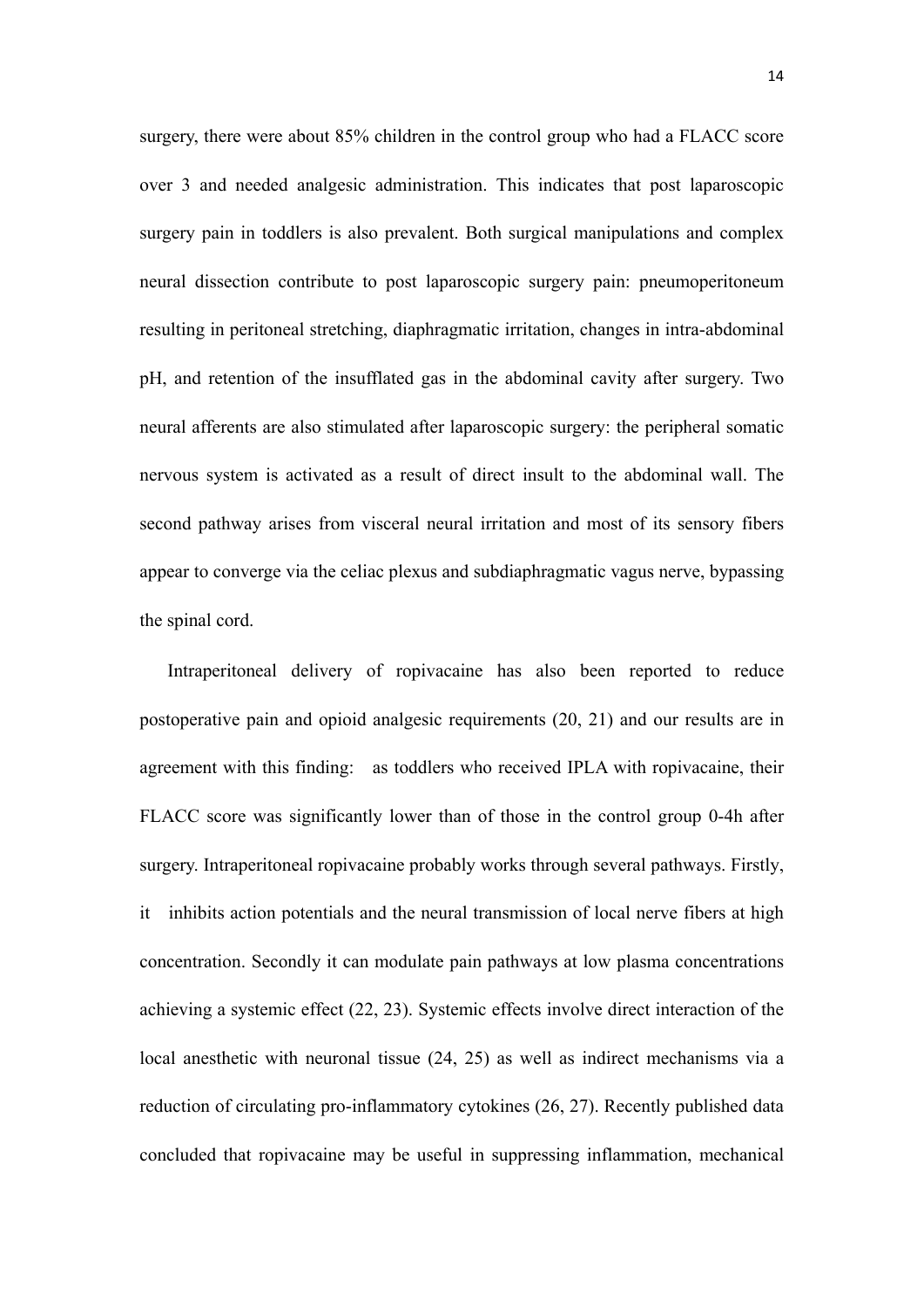surgery, there were about 85% children in the control group who had a FLACC score over 3 and needed analgesic administration. This indicates that post laparoscopic surgery pain in toddlers is also prevalent. Both surgical manipulations and complex neural dissection contribute to post laparoscopic surgery pain: pneumoperitoneum resulting in peritoneal stretching, diaphragmatic irritation, changes in intra-abdominal pH, and retention of the insufflated gas in the abdominal cavity after surgery. Two neural afferents are also stimulated after laparoscopic surgery: the peripheral somatic nervous system is activated as a result of direct insult to the abdominal wall. The second pathway arises from visceral neural irritation and most of its sensory fibers appear to converge via the celiac plexus and subdiaphragmatic vagus nerve, bypassing the spinal cord.

Intraperitoneal delivery of ropivacaine has also been reported to reduce postoperative pain and opioid analgesic requirements (20, 21) and our results are in agreement with this finding: as toddlers who received IPLA with ropivacaine, their FLACC score was significantly lower than of those in the control group 0-4h after surgery. Intraperitoneal ropivacaine probably works through several pathways. Firstly, it inhibits action potentials and the neural transmission of local nerve fibers at high concentration. Secondly it can modulate pain pathways at low plasma concentrations achieving a systemic effect (22, 23). Systemic effects involve direct interaction of the local anesthetic with neuronal tissue (24, 25) as well as indirect mechanisms via a reduction of circulating pro-inflammatory cytokines (26, 27). Recently published data concluded that ropivacaine may be useful in suppressing inflammation, mechanical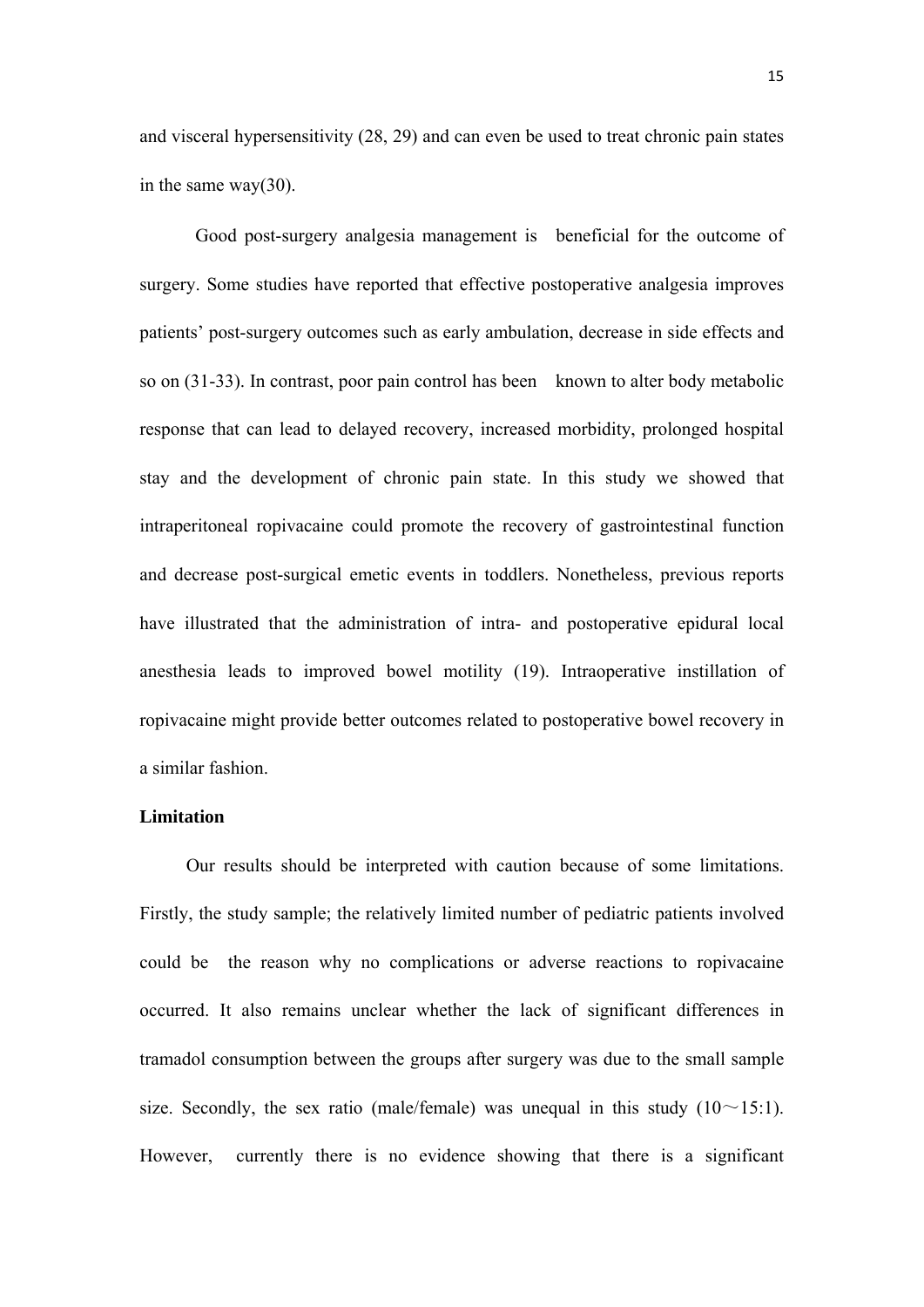and visceral hypersensitivity (28, 29) and can even be used to treat chronic pain states in the same way(30).

Good post-surgery analgesia management is beneficial for the outcome of surgery. Some studies have reported that effective postoperative analgesia improves patients' post-surgery outcomes such as early ambulation, decrease in side effects and so on (31-33). In contrast, poor pain control has been known to alter body metabolic response that can lead to delayed recovery, increased morbidity, prolonged hospital stay and the development of chronic pain state. In this study we showed that intraperitoneal ropivacaine could promote the recovery of gastrointestinal function and decrease post-surgical emetic events in toddlers. Nonetheless, previous reports have illustrated that the administration of intra- and postoperative epidural local anesthesia leads to improved bowel motility (19). Intraoperative instillation of ropivacaine might provide better outcomes related to postoperative bowel recovery in a similar fashion.

**Limitation**

Our results should be interpreted with caution because of some limitations. Firstly, the study sample; the relatively limited number of pediatric patients involved could be the reason why no complications or adverse reactions to ropivacaine occurred. It also remains unclear whether the lack of significant differences in tramadol consumption between the groups after surgery was due to the small sample size. Secondly, the sex ratio (male/female) was unequal in this study (10～15:1). However, currently there is no evidence showing that there is a significant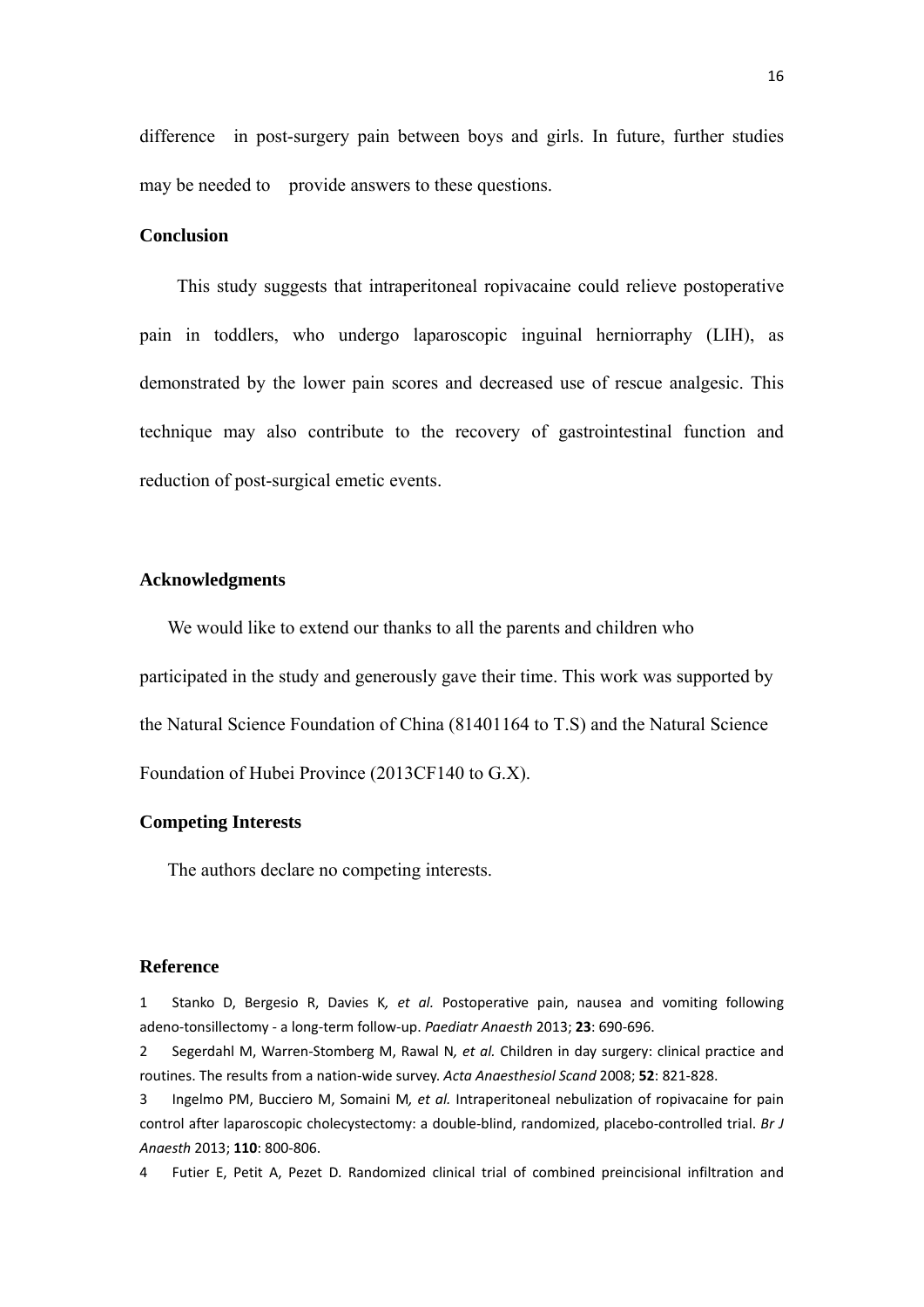difference in post-surgery pain between boys and girls. In future, further studies may be needed to provide answers to these questions.

## Conclusion

This study suggests that intraperitoneal ropivacaine could relieve postoperative pain in toddlers, who undergo laparoscopic inguinal herniorraphy (LIH), as demonstrated by the lower pain scores and decreased use of rescue analgesic. This technique may also contribute to the recovery of gastrointestinal function and reduction of post-surgical emetic events.

## Acknowledgments

We would like to extend our thanks to all the parents and children who participated in the study and generously gave their time. This work was supported by the Natural Science Foundation of China (81401164 to T.S) and the Natural Science Foundation of Hubei Province (2013CF140 to G.X).

## Competing Interests

The authors declare no competing interests.

## Reference

1 Stanko D, Bergesio R, Davies K*, et al.* Postoperative pain, nausea and vomiting following adeno-tonsillectomy - a long-term follow-up. *Paediatr Anaesth* 2013; **23**: 690-696.

2 Segerdahl M, Warren-Stomberg M, Rawal N*, et al.* Children in day surgery: clinical practice and routines. The results from a nation-wide survey. *Acta Anaesthesiol Scand* 2008; **52**: 821-828.

3 Ingelmo PM, Bucciero M, Somaini M*, et al.* Intraperitoneal nebulization of ropivacaine for pain control after laparoscopic cholecystectomy: a double-blind, randomized, placebo-controlled trial. *Br J Anaesth* 2013; **110**: 800-806.

4 Futier E, Petit A, Pezet D. Randomized clinical trial of combined preincisional infiltration and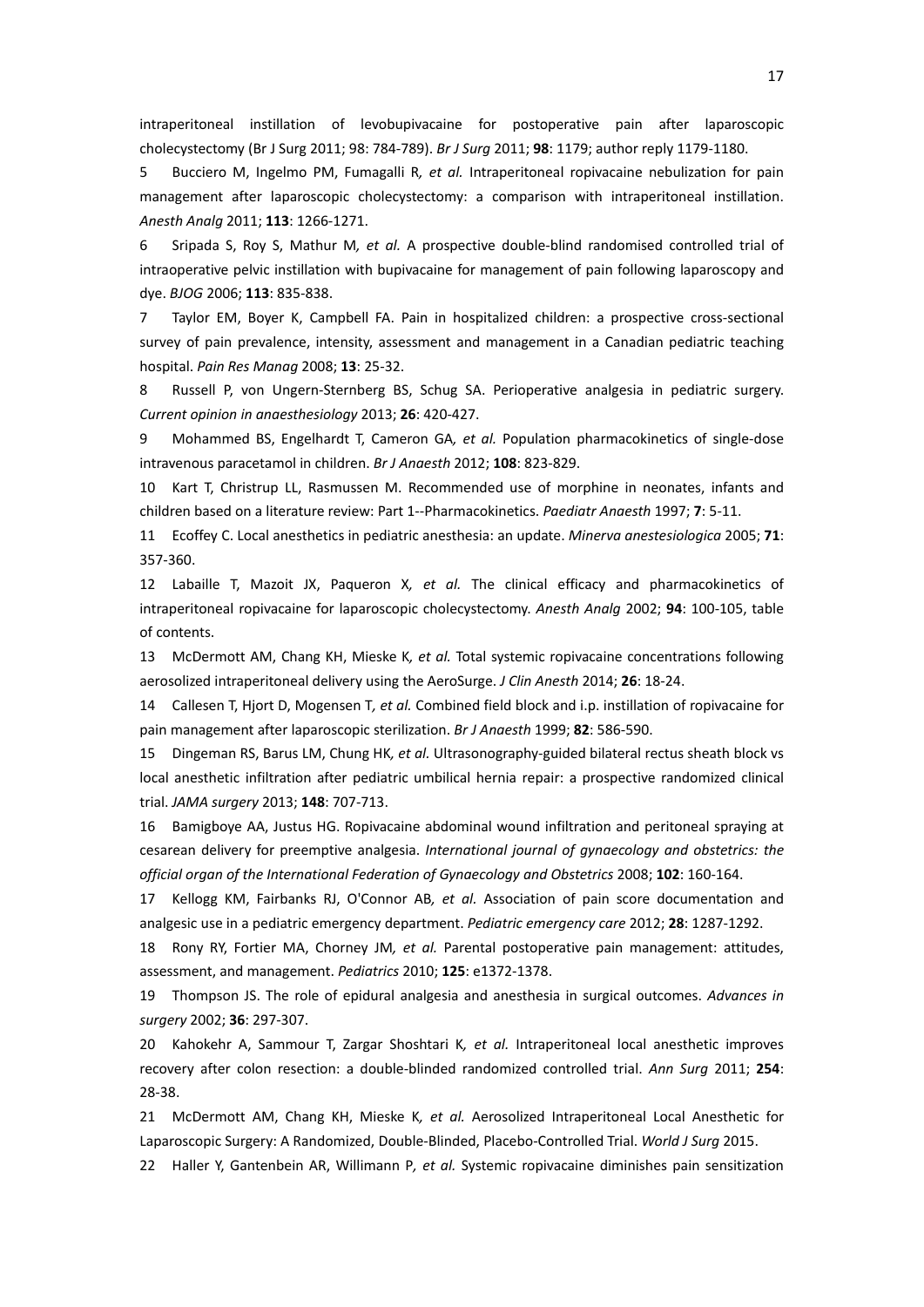intraperitoneal instillation of levobupivacaine for postoperative pain after laparoscopic cholecystectomy (Br J Surg 2011; 98: 784-789). *Br J Surg* 2011; **98**: 1179; author reply 1179-1180.

5 Bucciero M, Ingelmo PM, Fumagalli R*, et al.* Intraperitoneal ropivacaine nebulization for pain management after laparoscopic cholecystectomy: a comparison with intraperitoneal instillation. *Anesth Analg* 2011; **113**: 1266-1271.

6 Sripada S, Roy S, Mathur M*, et al.* A prospective double-blind randomised controlled trial of intraoperative pelvic instillation with bupivacaine for management of pain following laparoscopy and dye. *BJOG* 2006; **113**: 835-838.

7 Taylor EM, Boyer K, Campbell FA. Pain in hospitalized children: a prospective cross-sectional survey of pain prevalence, intensity, assessment and management in a Canadian pediatric teaching hospital. *Pain Res Manag* 2008; **13**: 25-32.

8 Russell P, von Ungern-Sternberg BS, Schug SA. Perioperative analgesia in pediatric surgery. *Current opinion in anaesthesiology* 2013; **26**: 420-427.

9 Mohammed BS, Engelhardt T, Cameron GA*, et al.* Population pharmacokinetics of single-dose intravenous paracetamol in children. *Br J Anaesth* 2012; **108**: 823-829.

10 Kart T, Christrup LL, Rasmussen M. Recommended use of morphine in neonates, infants and children based on a literature review: Part 1--Pharmacokinetics. *Paediatr Anaesth* 1997; **7**: 5-11.

11 Ecoffey C. Local anesthetics in pediatric anesthesia: an update. *Minerva anestesiologica* 2005; **71**: 357-360.

12 Labaille T, Mazoit JX, Paqueron X*, et al.* The clinical efficacy and pharmacokinetics of intraperitoneal ropivacaine for laparoscopic cholecystectomy. *Anesth Analg* 2002; **94**: 100-105, table of contents.

13 McDermott AM, Chang KH, Mieske K*, et al.* Total systemic ropivacaine concentrations following aerosolized intraperitoneal delivery using the AeroSurge. *J Clin Anesth* 2014; **26**: 18-24.

14 Callesen T, Hjort D, Mogensen T*, et al.* Combined field block and i.p. instillation of ropivacaine for pain management after laparoscopic sterilization. *Br J Anaesth* 1999; **82**: 586-590.

15 Dingeman RS, Barus LM, Chung HK*, et al.* Ultrasonography-guided bilateral rectus sheath block vs local anesthetic infiltration after pediatric umbilical hernia repair: a prospective randomized clinical trial. *JAMA surgery* 2013; **148**: 707-713.

16 Bamigboye AA, Justus HG. Ropivacaine abdominal wound infiltration and peritoneal spraying at cesarean delivery for preemptive analgesia. *International journal of gynaecology and obstetrics: the official organ of the International Federation of Gynaecology and Obstetrics* 2008; **102**: 160-164.

17 Kellogg KM, Fairbanks RJ, O'Connor AB*, et al.* Association of pain score documentation and analgesic use in a pediatric emergency department. *Pediatric emergency care* 2012; **28**: 1287-1292.

18 Rony RY, Fortier MA, Chorney JM*, et al.* Parental postoperative pain management: attitudes, assessment, and management. *Pediatrics* 2010; **125**: e1372-1378.

19 Thompson JS. The role of epidural analgesia and anesthesia in surgical outcomes. *Advances in surgery* 2002; **36**: 297-307.

20 Kahokehr A, Sammour T, Zargar Shoshtari K*, et al.* Intraperitoneal local anesthetic improves recovery after colon resection: a double-blinded randomized controlled trial. *Ann Surg* 2011; **254**: 28-38.

21 McDermott AM, Chang KH, Mieske K*, et al.* Aerosolized Intraperitoneal Local Anesthetic for Laparoscopic Surgery: A Randomized, Double-Blinded, Placebo-Controlled Trial. *World J Surg* 2015.

22 Haller Y, Gantenbein AR, Willimann P*, et al.* Systemic ropivacaine diminishes pain sensitization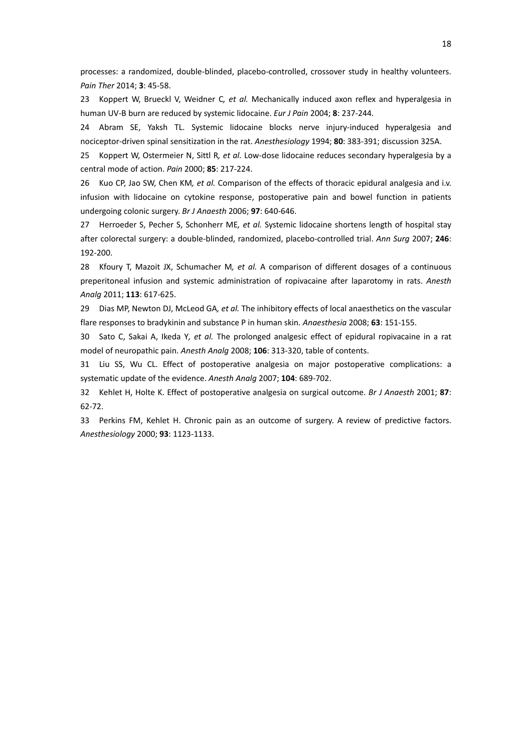processes: a randomized, double-blinded, placebo-controlled, crossover study in healthy volunteers. *Pain Ther* 2014; **3**: 45-58.

23 Koppert W, Brueckl V, Weidner C*, et al.* Mechanically induced axon reflex and hyperalgesia in human UV-B burn are reduced by systemic lidocaine. *Eur J Pain* 2004; **8**: 237-244.

24 Abram SE, Yaksh TL. Systemic lidocaine blocks nerve injury-induced hyperalgesia and nociceptor-driven spinal sensitization in the rat. *Anesthesiology* 1994; **80**: 383-391; discussion 325A.

25 Koppert W, Ostermeier N, Sittl R*, et al.* Low-dose lidocaine reduces secondary hyperalgesia by a central mode of action. *Pain* 2000; **85**: 217-224.

26 Kuo CP, Jao SW, Chen KM*, et al.* Comparison of the effects of thoracic epidural analgesia and i.v. infusion with lidocaine on cytokine response, postoperative pain and bowel function in patients undergoing colonic surgery. *Br J Anaesth* 2006; **97**: 640-646.

27 Herroeder S, Pecher S, Schonherr ME*, et al.* Systemic lidocaine shortens length of hospital stay after colorectal surgery: a double-blinded, randomized, placebo-controlled trial. *Ann Surg* 2007; **246**: 192-200.

28 Kfoury T, Mazoit JX, Schumacher M*, et al.* A comparison of different dosages of a continuous preperitoneal infusion and systemic administration of ropivacaine after laparotomy in rats. *Anesth Analg* 2011; **113**: 617-625.

29 Dias MP, Newton DJ, McLeod GA*, et al.* The inhibitory effects of local anaesthetics on the vascular flare responses to bradykinin and substance P in human skin. *Anaesthesia* 2008; **63**: 151-155.

30 Sato C, Sakai A, Ikeda Y*, et al.* The prolonged analgesic effect of epidural ropivacaine in a rat model of neuropathic pain. *Anesth Analg* 2008; **106**: 313-320, table of contents.

31 Liu SS, Wu CL. Effect of postoperative analgesia on major postoperative complications: a systematic update of the evidence. *Anesth Analg* 2007; **104**: 689-702.

32 Kehlet H, Holte K. Effect of postoperative analgesia on surgical outcome. *Br J Anaesth* 2001; **87**: 62-72.

33 Perkins FM, Kehlet H. Chronic pain as an outcome of surgery. A review of predictive factors. *Anesthesiology* 2000; **93**: 1123-1133.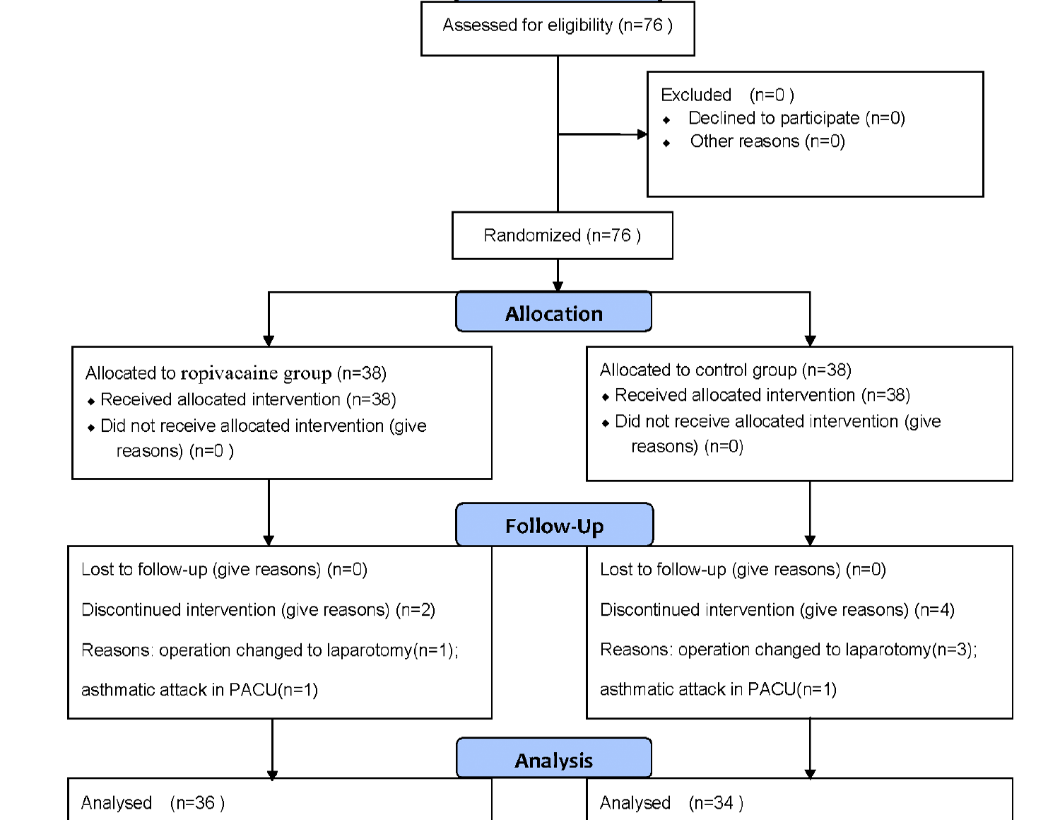Assessed for eligibility (n=76 )

Excluded (n=0 )
- Declined to participate (n=0)
- Other reasons (n=0)

Randomized (n=76 )

**Allocation**

Allocated to ropivacaine group (n=38)
- Received allocated intervention (n=38)
- Did not receive allocated intervention (give reasons) (n=0 )

Allocated to control group (n=38)
- Received allocated intervention (n=38)
- Did not receive allocated intervention (give reasons) (n=0)

**Follow-Up**

Lost to follow-up (give reasons) (n=0)

Discontinued intervention (give reasons) (n=2)

Reasons: operation changed to laparotomy(n=1);

asthmatic attack in PACU(n=1)

Lost to follow-up (give reasons) (n=0)

Discontinued intervention (give reasons) (n=4)

Reasons: operation changed to laparotomy(n=3);

asthmatic attack in PACU(n=1)

**Analysis**

Analysed (n=36 )

Analysed (n=34 )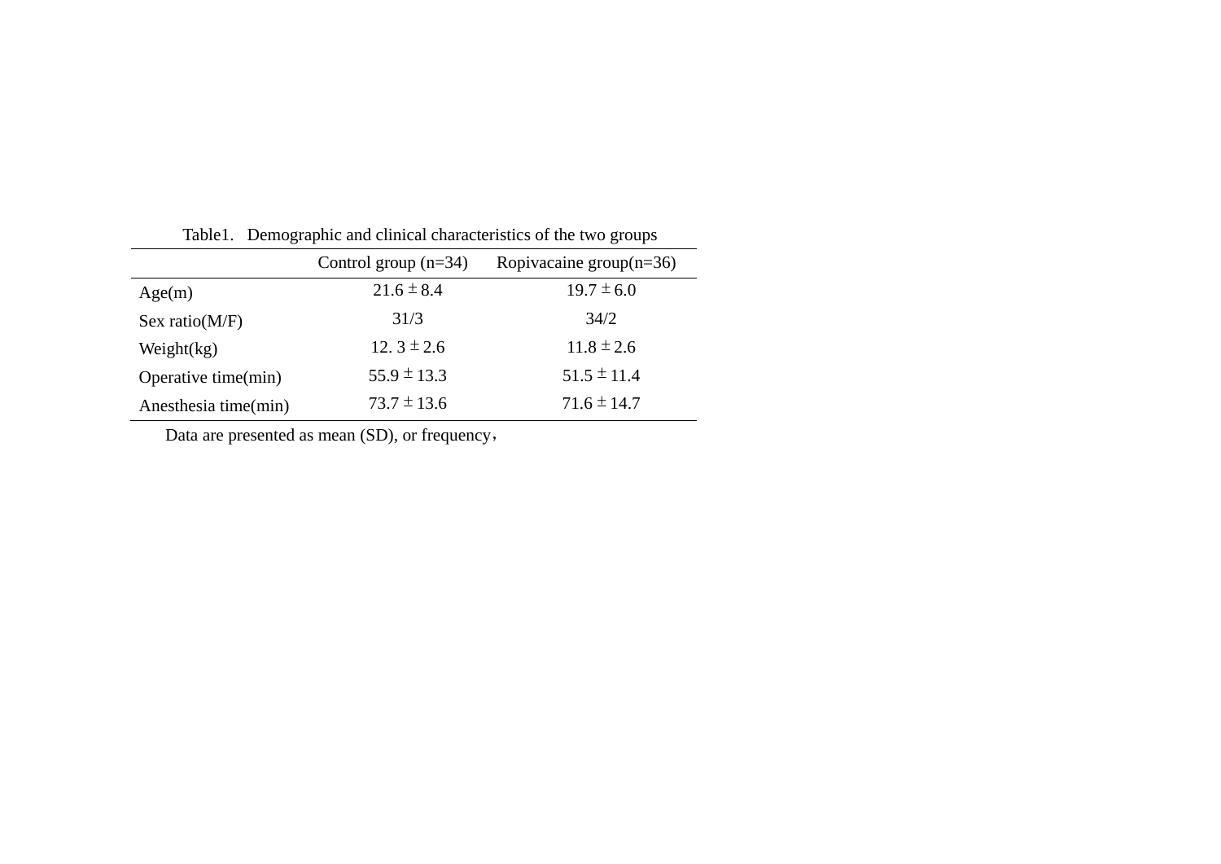Table1. Demographic and clinical characteristics of the two groups

| | Control group (n=34) | Ropivacaine group(n=36) |
|---|---|---|
| Age(m) | 21.6 ± 8.4 | 19.7 ± 6.0 |
| Sex ratio(M/F) | 31/3 | 34/2 |
| Weight(kg) | 12. 3 ± 2.6 | 11.8 ± 2.6 |
| Operative time(min) | 55.9 ± 13.3 | 51.5 ± 11.4 |
| Anesthesia time(min) | 73.7 ± 13.6 | 71.6 ± 14.7 |

Data are presented as mean (SD), or frequency，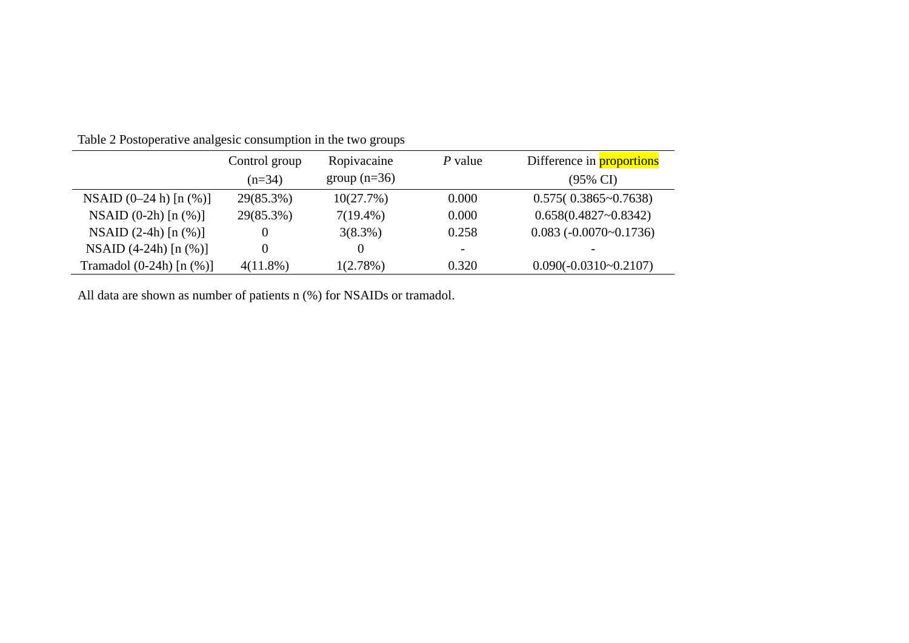Table 2 Postoperative analgesic consumption in the two groups

| | Control group (n=34) | Ropivacaine group (n=36) | *P* value | Difference in proportions (95% CI) |
|---|---|---|---|---|
| NSAID (0–24 h) [n (%)] | 29(85.3%) | 10(27.7%) | 0.000 | 0.575( 0.3865~0.7638) |
| NSAID (0-2h) [n (%)] | 29(85.3%) | 7(19.4%) | 0.000 | 0.658(0.4827~0.8342) |
| NSAID (2-4h) [n (%)] | 0 | 3(8.3%) | 0.258 | 0.083 (-0.0070~0.1736) |
| NSAID (4-24h) [n (%)] | 0 | 0 | - | - |
| Tramadol (0-24h) [n (%)] | 4(11.8%) | 1(2.78%) | 0.320 | 0.090(-0.0310~0.2107) |

All data are shown as number of patients n (%) for NSAIDs or tramadol.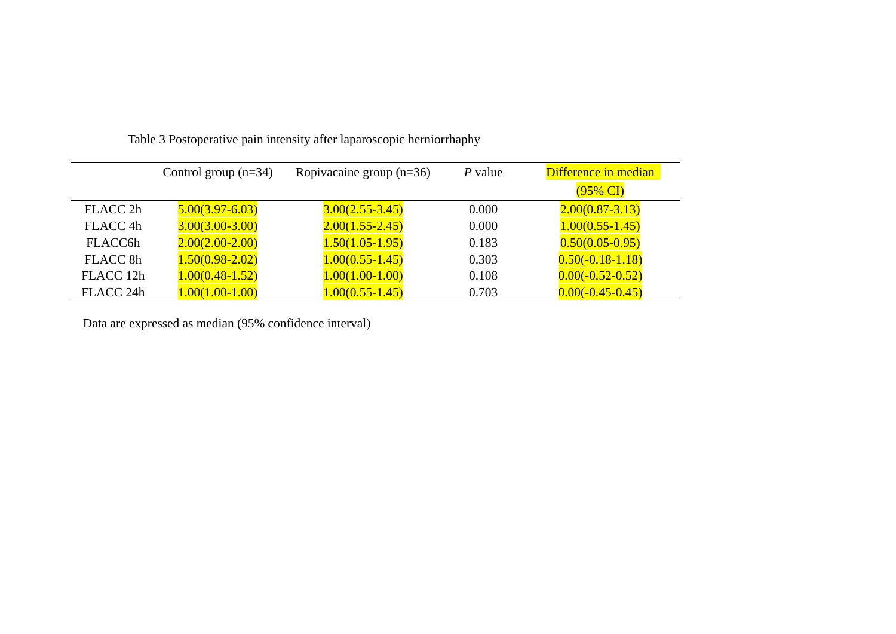Table 3 Postoperative pain intensity after laparoscopic herniorrhaphy

| | Control group (n=34) | Ropivacaine group (n=36) | *P* value | Difference in median (95% CI) |
|---|---|---|---|---|
| FLACC 2h | 5.00(3.97-6.03) | 3.00(2.55-3.45) | 0.000 | 2.00(0.87-3.13) |
| FLACC 4h | 3.00(3.00-3.00) | 2.00(1.55-2.45) | 0.000 | 1.00(0.55-1.45) |
| FLACC6h | 2.00(2.00-2.00) | 1.50(1.05-1.95) | 0.183 | 0.50(0.05-0.95) |
| FLACC 8h | 1.50(0.98-2.02) | 1.00(0.55-1.45) | 0.303 | 0.50(-0.18-1.18) |
| FLACC 12h | 1.00(0.48-1.52) | 1.00(1.00-1.00) | 0.108 | 0.00(-0.52-0.52) |
| FLACC 24h | 1.00(1.00-1.00) | 1.00(0.55-1.45) | 0.703 | 0.00(-0.45-0.45) |

Data are expressed as median (95% confidence interval)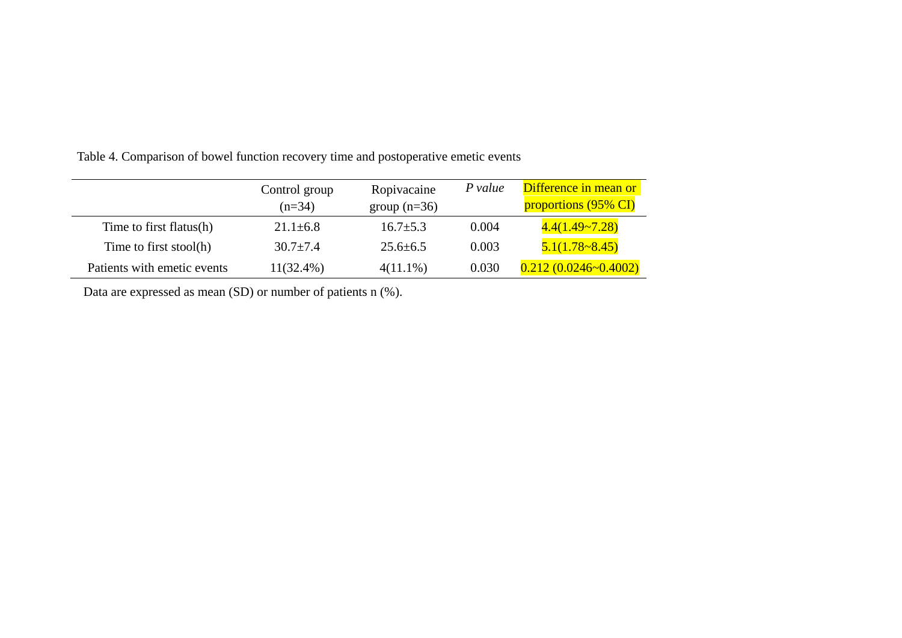Table 4. Comparison of bowel function recovery time and postoperative emetic events

| | Control group (n=34) | Ropivacaine group (n=36) | *P value* | Difference in mean or proportions (95% CI) |
|---|---|---|---|---|
| Time to first flatus(h) | 21.1±6.8 | 16.7±5.3 | 0.004 | 4.4(1.49~7.28) |
| Time to first stool(h) | 30.7±7.4 | 25.6±6.5 | 0.003 | 5.1(1.78~8.45) |
| Patients with emetic events | 11(32.4%) | 4(11.1%) | 0.030 | 0.212 (0.0246~0.4002) |

Data are expressed as mean (SD) or number of patients n (%).